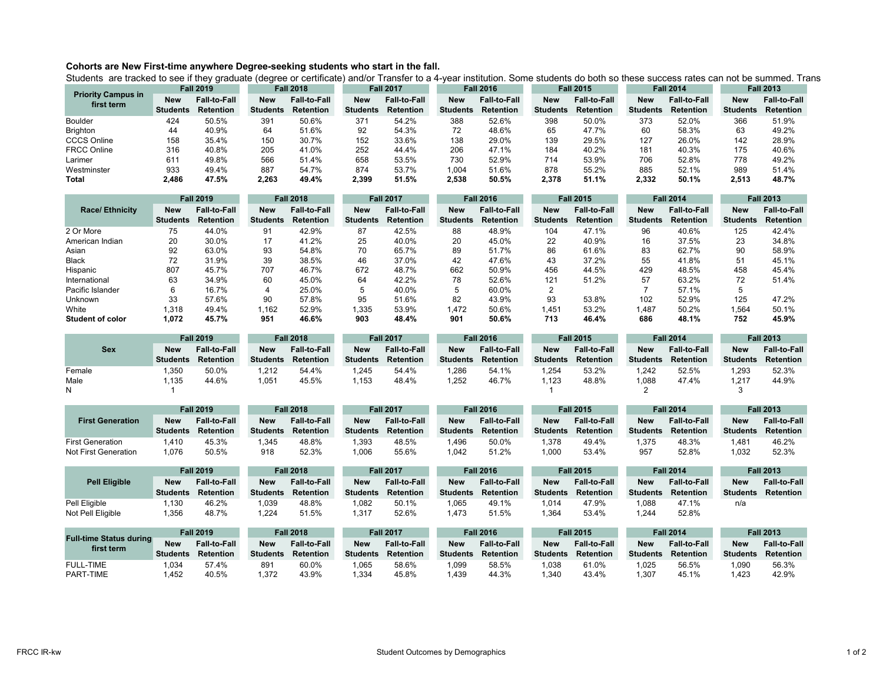**Cohorts are New First-time anywhere Degree-seeking students who start in the fall.**

Students are tracked to see if they graduate (degree or certificate) and/or Transfer to a 4-year institution. Some students do both so these success rates can not be summed. Trans

| Priority Campus in first term | Fall 2019 | | Fall 2018 | | Fall 2017 | | Fall 2016 | | Fall 2015 | | Fall 2014 | | Fall 2013 | |
|---|---|---|---|---|---|---|---|---|---|---|---|---|---|---|
| | New Students | Fall-to-Fall Retention | New Students | Fall-to-Fall Retention | New Students | Fall-to-Fall Retention | New Students | Fall-to-Fall Retention | New Students | Fall-to-Fall Retention | New Students | Fall-to-Fall Retention | New Students | Fall-to-Fall Retention |
| Boulder | 424 | 50.5% | 391 | 50.6% | 371 | 54.2% | 388 | 52.6% | 398 | 50.0% | 373 | 52.0% | 366 | 51.9% |
| Brighton | 44 | 40.9% | 64 | 51.6% | 92 | 54.3% | 72 | 48.6% | 65 | 47.7% | 60 | 58.3% | 63 | 49.2% |
| CCCS Online | 158 | 35.4% | 150 | 30.7% | 152 | 33.6% | 138 | 29.0% | 139 | 29.5% | 127 | 26.0% | 142 | 28.9% |
| FRCC Online | 316 | 40.8% | 205 | 41.0% | 252 | 44.4% | 206 | 47.1% | 184 | 40.2% | 181 | 40.3% | 175 | 40.6% |
| Larimer | 611 | 49.8% | 566 | 51.4% | 658 | 53.5% | 730 | 52.9% | 714 | 53.9% | 706 | 52.8% | 778 | 49.2% |
| Westminster | 933 | 49.4% | 887 | 54.7% | 874 | 53.7% | 1,004 | 51.6% | 878 | 55.2% | 885 | 52.1% | 989 | 51.4% |
| **Total** | **2,486** | **47.5%** | **2,263** | **49.4%** | **2,399** | **51.5%** | **2,538** | **50.5%** | **2,378** | **51.1%** | **2,332** | **50.1%** | **2,513** | **48.7%** |

| Race/ Ethnicity | Fall 2019 | | Fall 2018 | | Fall 2017 | | Fall 2016 | | Fall 2015 | | Fall 2014 | | Fall 2013 | |
|---|---|---|---|---|---|---|---|---|---|---|---|---|---|---|
| | New Students | Fall-to-Fall Retention | New Students | Fall-to-Fall Retention | New Students | Fall-to-Fall Retention | New Students | Fall-to-Fall Retention | New Students | Fall-to-Fall Retention | New Students | Fall-to-Fall Retention | New Students | Fall-to-Fall Retention |
| 2 Or More | 75 | 44.0% | 91 | 42.9% | 87 | 42.5% | 88 | 48.9% | 104 | 47.1% | 96 | 40.6% | 125 | 42.4% |
| American Indian | 20 | 30.0% | 17 | 41.2% | 25 | 40.0% | 20 | 45.0% | 22 | 40.9% | 16 | 37.5% | 23 | 34.8% |
| Asian | 92 | 63.0% | 93 | 54.8% | 70 | 65.7% | 89 | 51.7% | 86 | 61.6% | 83 | 62.7% | 90 | 58.9% |
| Black | 72 | 31.9% | 39 | 38.5% | 46 | 37.0% | 42 | 47.6% | 43 | 37.2% | 55 | 41.8% | 51 | 45.1% |
| Hispanic | 807 | 45.7% | 707 | 46.7% | 672 | 48.7% | 662 | 50.9% | 456 | 44.5% | 429 | 48.5% | 458 | 45.4% |
| International | 63 | 34.9% | 60 | 45.0% | 64 | 42.2% | 78 | 52.6% | 121 | 51.2% | 57 | 63.2% | 72 | 51.4% |
| Pacific Islander | 6 | 16.7% | 4 | 25.0% | 5 | 40.0% | 5 | 60.0% | 2 | | 7 | 57.1% | 5 | |
| Unknown | 33 | 57.6% | 90 | 57.8% | 95 | 51.6% | 82 | 43.9% | 93 | 53.8% | 102 | 52.9% | 125 | 47.2% |
| White | 1,318 | 49.4% | 1,162 | 52.9% | 1,335 | 53.9% | 1,472 | 50.6% | 1,451 | 53.2% | 1,487 | 50.2% | 1,564 | 50.1% |
| **Student of color** | **1,072** | **45.7%** | **951** | **46.6%** | **903** | **48.4%** | **901** | **50.6%** | **713** | **46.4%** | **686** | **48.1%** | **752** | **45.9%** |

| Sex | Fall 2019 | | Fall 2018 | | Fall 2017 | | Fall 2016 | | Fall 2015 | | Fall 2014 | | Fall 2013 | |
|---|---|---|---|---|---|---|---|---|---|---|---|---|---|---|
| | New Students | Fall-to-Fall Retention | New Students | Fall-to-Fall Retention | New Students | Fall-to-Fall Retention | New Students | Fall-to-Fall Retention | New Students | Fall-to-Fall Retention | New Students | Fall-to-Fall Retention | New Students | Fall-to-Fall Retention |
| Female | 1,350 | 50.0% | 1,212 | 54.4% | 1,245 | 54.4% | 1,286 | 54.1% | 1,254 | 53.2% | 1,242 | 52.5% | 1,293 | 52.3% |
| Male | 1,135 | 44.6% | 1,051 | 45.5% | 1,153 | 48.4% | 1,252 | 46.7% | 1,123 | 48.8% | 1,088 | 47.4% | 1,217 | 44.9% |
| N | 1 | | | | | | | | 1 | | 2 | | 3 | |

| First Generation | Fall 2019 | | Fall 2018 | | Fall 2017 | | Fall 2016 | | Fall 2015 | | Fall 2014 | | Fall 2013 | |
|---|---|---|---|---|---|---|---|---|---|---|---|---|---|---|
| | New Students | Fall-to-Fall Retention | New Students | Fall-to-Fall Retention | New Students | Fall-to-Fall Retention | New Students | Fall-to-Fall Retention | New Students | Fall-to-Fall Retention | New Students | Fall-to-Fall Retention | New Students | Fall-to-Fall Retention |
| First Generation | 1,410 | 45.3% | 1,345 | 48.8% | 1,393 | 48.5% | 1,496 | 50.0% | 1,378 | 49.4% | 1,375 | 48.3% | 1,481 | 46.2% |
| Not First Generation | 1,076 | 50.5% | 918 | 52.3% | 1,006 | 55.6% | 1,042 | 51.2% | 1,000 | 53.4% | 957 | 52.8% | 1,032 | 52.3% |

| Pell Eligible | Fall 2019 | | Fall 2018 | | Fall 2017 | | Fall 2016 | | Fall 2015 | | Fall 2014 | | Fall 2013 | |
|---|---|---|---|---|---|---|---|---|---|---|---|---|---|---|
| | New Students | Fall-to-Fall Retention | New Students | Fall-to-Fall Retention | New Students | Fall-to-Fall Retention | New Students | Fall-to-Fall Retention | New Students | Fall-to-Fall Retention | New Students | Fall-to-Fall Retention | New Students | Fall-to-Fall Retention |
| Pell Eligible | 1,130 | 46.2% | 1,039 | 48.8% | 1,082 | 50.1% | 1,065 | 49.1% | 1,014 | 47.9% | 1,088 | 47.1% | n/a | |
| Not Pell Eligible | 1,356 | 48.7% | 1,224 | 51.5% | 1,317 | 52.6% | 1,473 | 51.5% | 1,364 | 53.4% | 1,244 | 52.8% | | |

| Full-time Status during first term | Fall 2019 | | Fall 2018 | | Fall 2017 | | Fall 2016 | | Fall 2015 | | Fall 2014 | | Fall 2013 | |
|---|---|---|---|---|---|---|---|---|---|---|---|---|---|---|
| | New Students | Fall-to-Fall Retention | New Students | Fall-to-Fall Retention | New Students | Fall-to-Fall Retention | New Students | Fall-to-Fall Retention | New Students | Fall-to-Fall Retention | New Students | Fall-to-Fall Retention | New Students | Fall-to-Fall Retention |
| FULL-TIME | 1,034 | 57.4% | 891 | 60.0% | 1,065 | 58.6% | 1,099 | 58.5% | 1,038 | 61.0% | 1,025 | 56.5% | 1,090 | 56.3% |
| PART-TIME | 1,452 | 40.5% | 1,372 | 43.9% | 1,334 | 45.8% | 1,439 | 44.3% | 1,340 | 43.4% | 1,307 | 45.1% | 1,423 | 42.9% |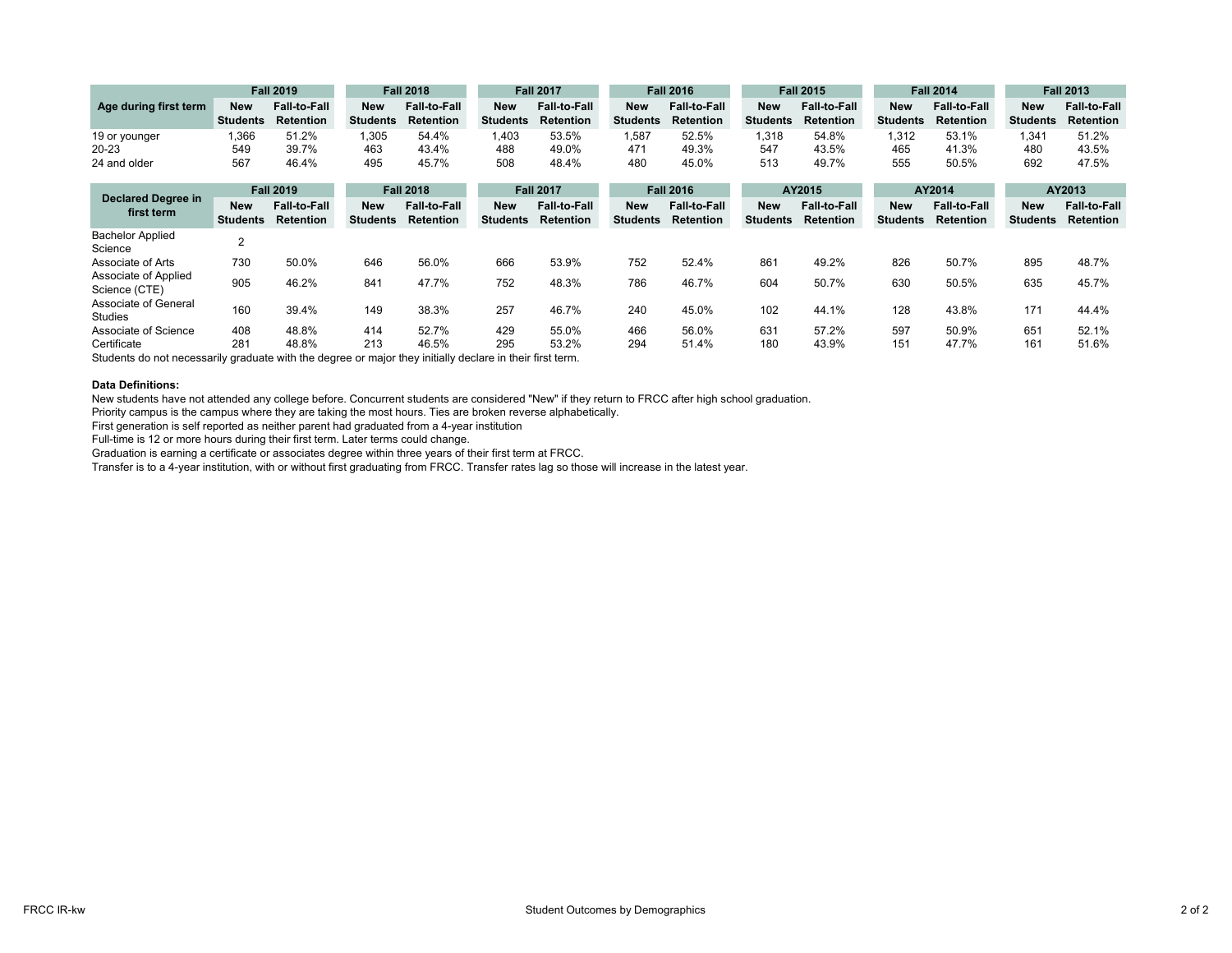| Age during first term | Fall 2019 | | Fall 2018 | | Fall 2017 | | Fall 2016 | | Fall 2015 | | Fall 2014 | | Fall 2013 | |
|---|---|---|---|---|---|---|---|---|---|---|---|---|---|---|
| | New Students | Fall-to-Fall Retention | New Students | Fall-to-Fall Retention | New Students | Fall-to-Fall Retention | New Students | Fall-to-Fall Retention | New Students | Fall-to-Fall Retention | New Students | Fall-to-Fall Retention | New Students | Fall-to-Fall Retention |
| 19 or younger | 1,366 | 51.2% | 1,305 | 54.4% | 1,403 | 53.5% | 1,587 | 52.5% | 1,318 | 54.8% | 1,312 | 53.1% | 1,341 | 51.2% |
| 20-23 | 549 | 39.7% | 463 | 43.4% | 488 | 49.0% | 471 | 49.3% | 547 | 43.5% | 465 | 41.3% | 480 | 43.5% |
| 24 and older | 567 | 46.4% | 495 | 45.7% | 508 | 48.4% | 480 | 45.0% | 513 | 49.7% | 555 | 50.5% | 692 | 47.5% |

| Declared Degree in first term | Fall 2019 | | Fall 2018 | | Fall 2017 | | Fall 2016 | | AY2015 | | AY2014 | | AY2013 | |
|---|---|---|---|---|---|---|---|---|---|---|---|---|---|---|
| | New Students | Fall-to-Fall Retention | New Students | Fall-to-Fall Retention | New Students | Fall-to-Fall Retention | New Students | Fall-to-Fall Retention | New Students | Fall-to-Fall Retention | New Students | Fall-to-Fall Retention | New Students | Fall-to-Fall Retention |
| Bachelor Applied Science | 2 | | | | | | | | | | | | | |
| Associate of Arts | 730 | 50.0% | 646 | 56.0% | 666 | 53.9% | 752 | 52.4% | 861 | 49.2% | 826 | 50.7% | 895 | 48.7% |
| Associate of Applied Science (CTE) | 905 | 46.2% | 841 | 47.7% | 752 | 48.3% | 786 | 46.7% | 604 | 50.7% | 630 | 50.5% | 635 | 45.7% |
| Associate of General Studies | 160 | 39.4% | 149 | 38.3% | 257 | 46.7% | 240 | 45.0% | 102 | 44.1% | 128 | 43.8% | 171 | 44.4% |
| Associate of Science | 408 | 48.8% | 414 | 52.7% | 429 | 55.0% | 466 | 56.0% | 631 | 57.2% | 597 | 50.9% | 651 | 52.1% |
| Certificate | 281 | 48.8% | 213 | 46.5% | 295 | 53.2% | 294 | 51.4% | 180 | 43.9% | 151 | 47.7% | 161 | 51.6% |

Students do not necessarily graduate with the degree or major they initially declare in their first term.

**Data Definitions:**

New students have not attended any college before. Concurrent students are considered "New" if they return to FRCC after high school graduation.

Priority campus is the campus where they are taking the most hours. Ties are broken reverse alphabetically.

First generation is self reported as neither parent had graduated from a 4-year institution

Full-time is 12 or more hours during their first term. Later terms could change.

Graduation is earning a certificate or associates degree within three years of their first term at FRCC.

Transfer is to a 4-year institution, with or without first graduating from FRCC. Transfer rates lag so those will increase in the latest year.